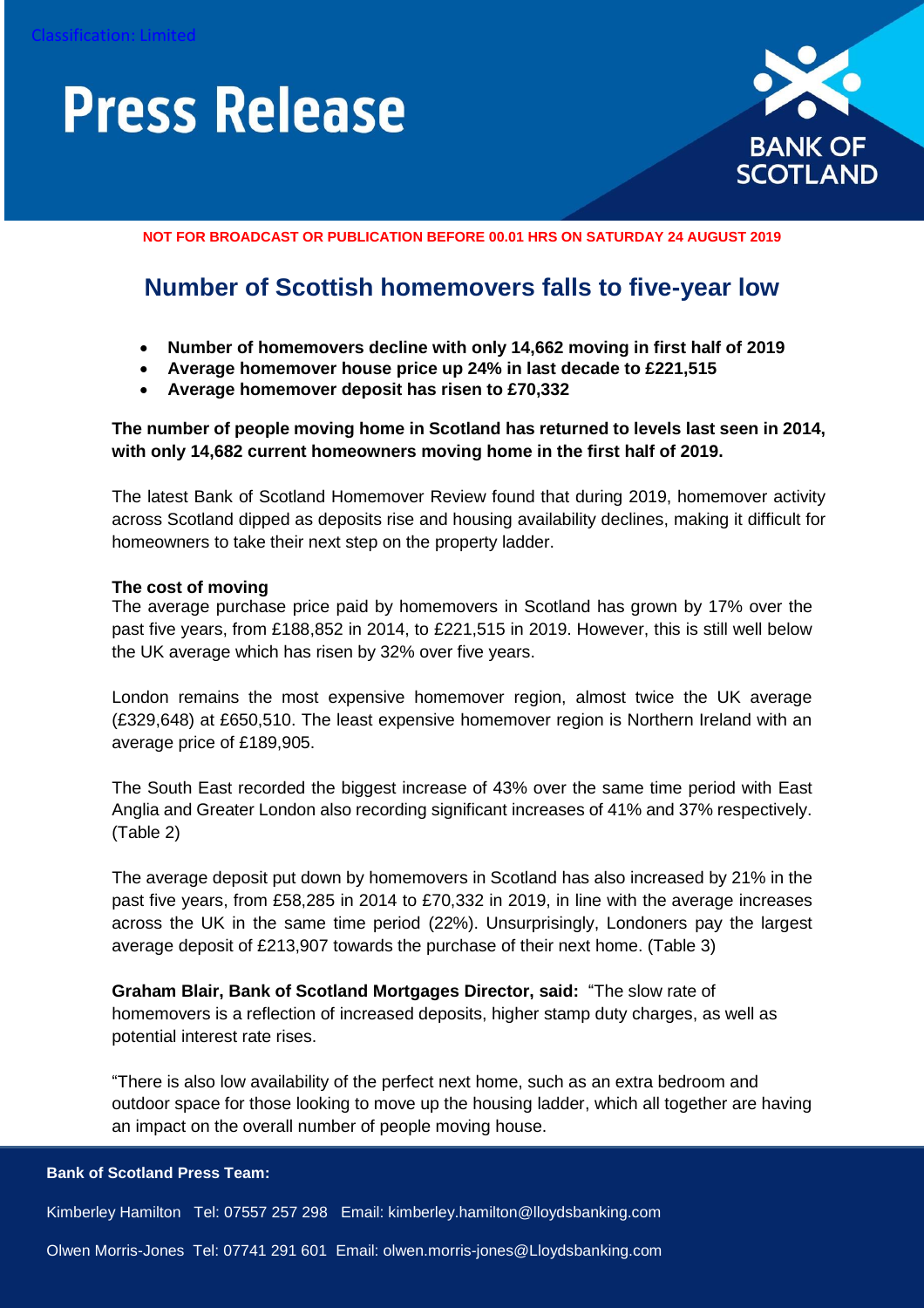Classification: Limited

# Press Release

BANK OF SCOTLAND

**NOT FOR BROADCAST OR PUBLICATION BEFORE 00.01 HRS ON SATURDAY 24 AUGUST 2019**

## Number of Scottish homemovers falls to five-year low

- **Number of homemovers decline with only 14,662 moving in first half of 2019**
- **Average homemover house price up 24% in last decade to £221,515**
- **Average homemover deposit has risen to £70,332**

**The number of people moving home in Scotland has returned to levels last seen in 2014, with only 14,682 current homeowners moving home in the first half of 2019.**

The latest Bank of Scotland Homemover Review found that during 2019, homemover activity across Scotland dipped as deposits rise and housing availability declines, making it difficult for homeowners to take their next step on the property ladder.

**The cost of moving**

The average purchase price paid by homemovers in Scotland has grown by 17% over the past five years, from £188,852 in 2014, to £221,515 in 2019. However, this is still well below the UK average which has risen by 32% over five years.

London remains the most expensive homemover region, almost twice the UK average (£329,648) at £650,510. The least expensive homemover region is Northern Ireland with an average price of £189,905.

The South East recorded the biggest increase of 43% over the same time period with East Anglia and Greater London also recording significant increases of 41% and 37% respectively. (Table 2)

The average deposit put down by homemovers in Scotland has also increased by 21% in the past five years, from £58,285 in 2014 to £70,332 in 2019, in line with the average increases across the UK in the same time period (22%). Unsurprisingly, Londoners pay the largest average deposit of £213,907 towards the purchase of their next home. (Table 3)

**Graham Blair, Bank of Scotland Mortgages Director, said:** "The slow rate of homemovers is a reflection of increased deposits, higher stamp duty charges, as well as potential interest rate rises.

"There is also low availability of the perfect next home, such as an extra bedroom and outdoor space for those looking to move up the housing ladder, which all together are having an impact on the overall number of people moving house.

**Bank of Scotland Press Team:**

Kimberley Hamilton Tel: 07557 257 298 Email: kimberley.hamilton@lloydsbanking.com

Olwen Morris-Jones Tel: 07741 291 601 Email: olwen.morris-jones@Lloydsbanking.com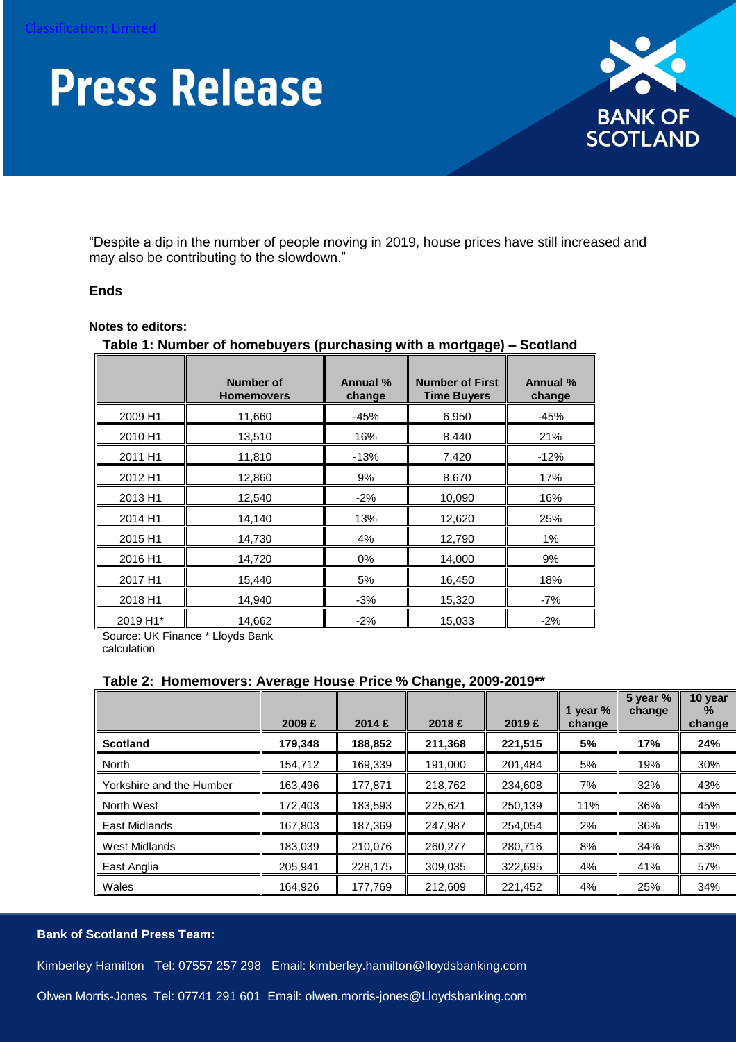# Press Release

"Despite a dip in the number of people moving in 2019, house prices have still increased and may also be contributing to the slowdown."

**Ends**

**Notes to editors:**

**Table 1: Number of homebuyers (purchasing with a mortgage) – Scotland**

| | Number of Homemovers | Annual % change | Number of First Time Buyers | Annual % change |
|---|---|---|---|---|
| 2009 H1 | 11,660 | -45% | 6,950 | -45% |
| 2010 H1 | 13,510 | 16% | 8,440 | 21% |
| 2011 H1 | 11,810 | -13% | 7,420 | -12% |
| 2012 H1 | 12,860 | 9% | 8,670 | 17% |
| 2013 H1 | 12,540 | -2% | 10,090 | 16% |
| 2014 H1 | 14,140 | 13% | 12,620 | 25% |
| 2015 H1 | 14,730 | 4% | 12,790 | 1% |
| 2016 H1 | 14,720 | 0% | 14,000 | 9% |
| 2017 H1 | 15,440 | 5% | 16,450 | 18% |
| 2018 H1 | 14,940 | -3% | 15,320 | -7% |
| 2019 H1* | 14,662 | -2% | 15,033 | -2% |

Source: UK Finance * Lloyds Bank calculation

**Table 2: Homemovers: Average House Price % Change, 2009-2019****

| | 2009 £ | 2014 £ | 2018 £ | 2019 £ | 1 year % change | 5 year % change | 10 year % change |
|---|---|---|---|---|---|---|---|
| **Scotland** | **179,348** | **188,852** | **211,368** | **221,515** | **5%** | **17%** | **24%** |
| North | 154,712 | 169,339 | 191,000 | 201,484 | 5% | 19% | 30% |
| Yorkshire and the Humber | 163,496 | 177,871 | 218,762 | 234,608 | 7% | 32% | 43% |
| North West | 172,403 | 183,593 | 225,621 | 250,139 | 11% | 36% | 45% |
| East Midlands | 167,803 | 187,369 | 247,987 | 254,054 | 2% | 36% | 51% |
| West Midlands | 183,039 | 210,076 | 260,277 | 280,716 | 8% | 34% | 53% |
| East Anglia | 205,941 | 228,175 | 309,035 | 322,695 | 4% | 41% | 57% |
| Wales | 164,926 | 177,769 | 212,609 | 221,452 | 4% | 25% | 34% |

**Bank of Scotland Press Team:**

Kimberley Hamilton Tel: 07557 257 298 Email: kimberley.hamilton@lloydsbanking.com

Olwen Morris-Jones Tel: 07741 291 601 Email: olwen.morris-jones@Lloydsbanking.com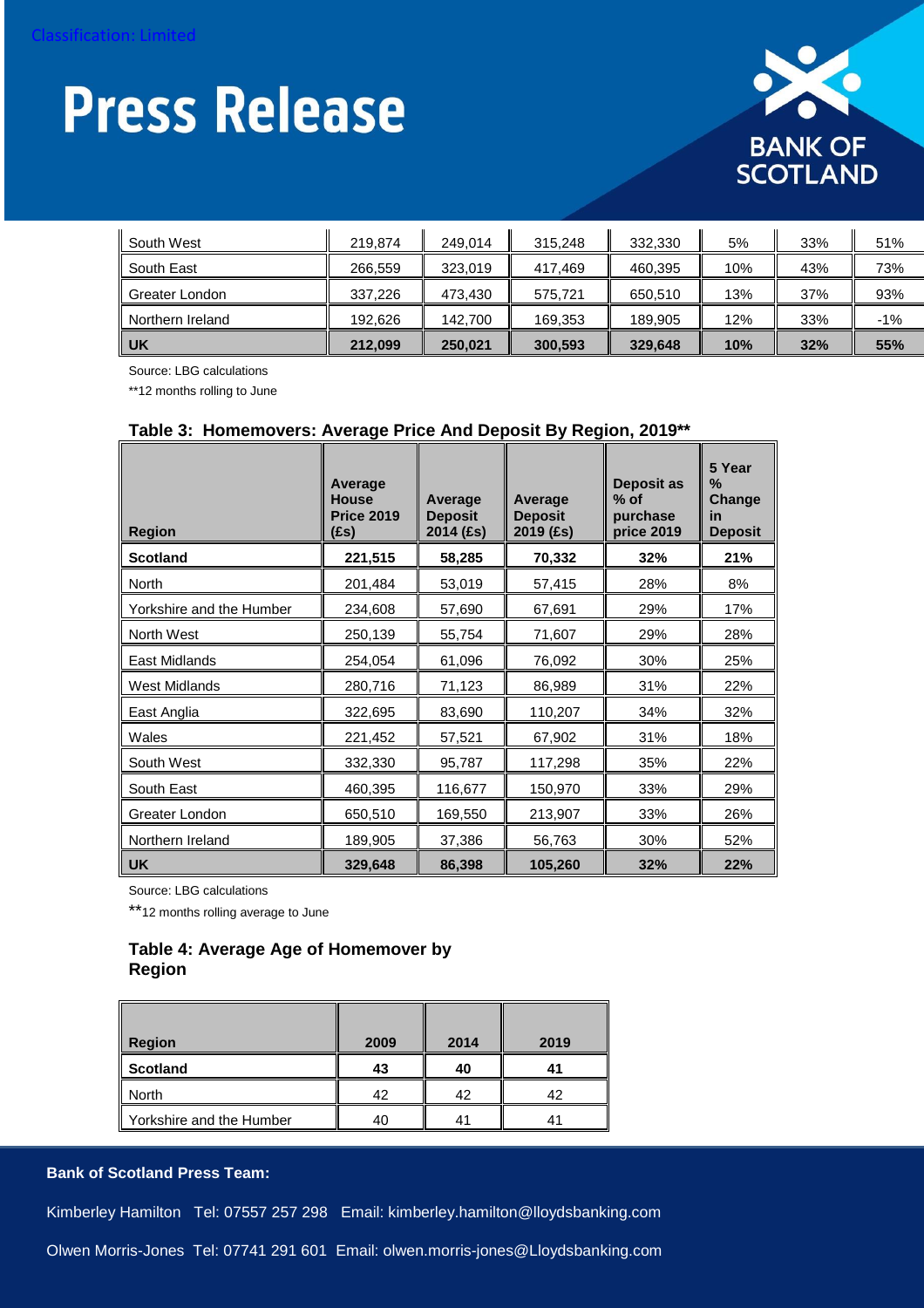| South West | 219,874 | 249,014 | 315,248 | 332,330 | 5% | 33% | 51% |
|---|---|---|---|---|---|---|---|
| South East | 266,559 | 323,019 | 417,469 | 460,395 | 10% | 43% | 73% |
| Greater London | 337,226 | 473,430 | 575,721 | 650,510 | 13% | 37% | 93% |
| Northern Ireland | 192,626 | 142,700 | 169,353 | 189,905 | 12% | 33% | -1% |
| **UK** | **212,099** | **250,021** | **300,593** | **329,648** | **10%** | **32%** | **55%** |

Source: LBG calculations

**12 months rolling to June

### Table 3: Homemovers: Average Price And Deposit By Region, 2019**

| Region | Average House Price 2019 (£s) | Average Deposit 2014 (£s) | Average Deposit 2019 (£s) | Deposit as % of purchase price 2019 | 5 Year % Change in Deposit |
|---|---|---|---|---|---|
| **Scotland** | **221,515** | **58,285** | **70,332** | **32%** | **21%** |
| North | 201,484 | 53,019 | 57,415 | 28% | 8% |
| Yorkshire and the Humber | 234,608 | 57,690 | 67,691 | 29% | 17% |
| North West | 250,139 | 55,754 | 71,607 | 29% | 28% |
| East Midlands | 254,054 | 61,096 | 76,092 | 30% | 25% |
| West Midlands | 280,716 | 71,123 | 86,989 | 31% | 22% |
| East Anglia | 322,695 | 83,690 | 110,207 | 34% | 32% |
| Wales | 221,452 | 57,521 | 67,902 | 31% | 18% |
| South West | 332,330 | 95,787 | 117,298 | 35% | 22% |
| South East | 460,395 | 116,677 | 150,970 | 33% | 29% |
| Greater London | 650,510 | 169,550 | 213,907 | 33% | 26% |
| Northern Ireland | 189,905 | 37,386 | 56,763 | 30% | 52% |
| **UK** | **329,648** | **86,398** | **105,260** | **32%** | **22%** |

Source: LBG calculations

**12 months rolling average to June

### Table 4: Average Age of Homemover by Region

| Region | 2009 | 2014 | 2019 |
|---|---|---|---|
| **Scotland** | **43** | **40** | **41** |
| North | 42 | 42 | 42 |
| Yorkshire and the Humber | 40 | 41 | 41 |

**Bank of Scotland Press Team:**

Kimberley Hamilton Tel: 07557 257 298 Email: kimberley.hamilton@lloydsbanking.com

Olwen Morris-Jones Tel: 07741 291 601 Email: olwen.morris-jones@Lloydsbanking.com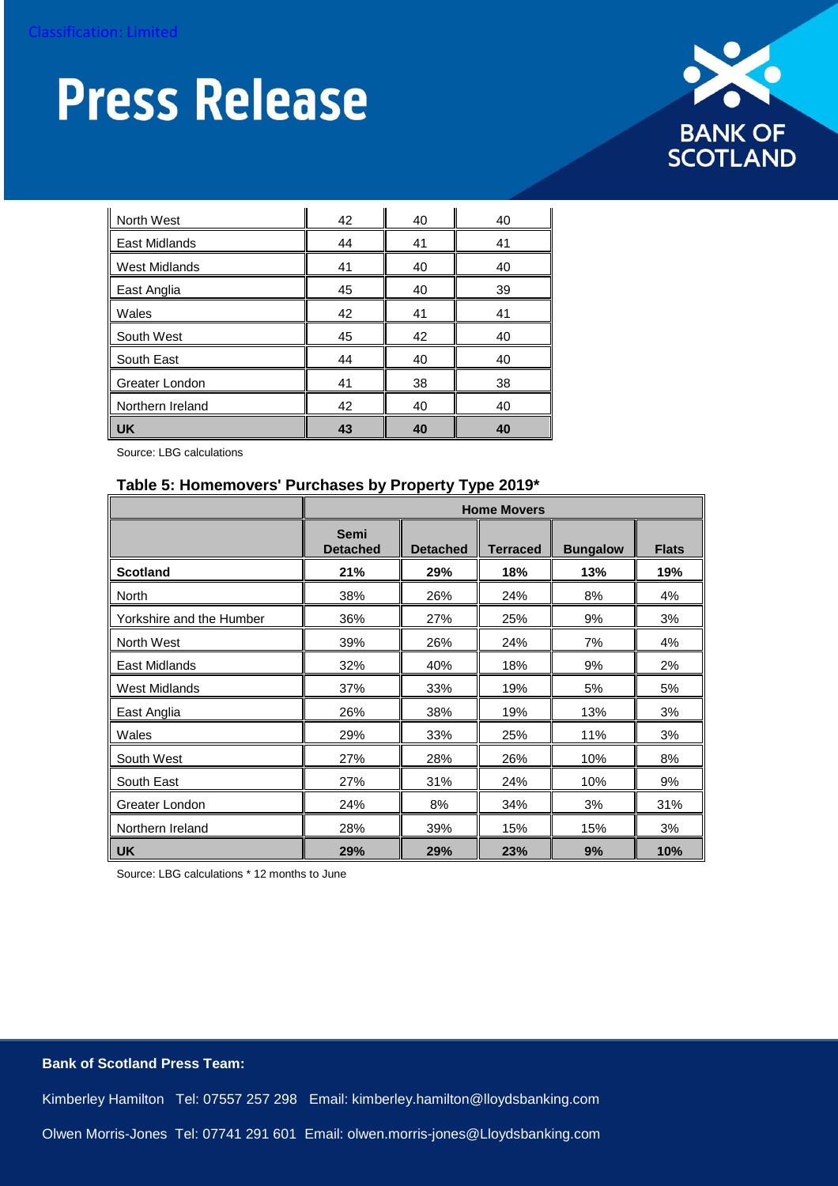Press Release

| | | | |
|---|---|---|---|
| North West | 42 | 40 | 40 |
| East Midlands | 44 | 41 | 41 |
| West Midlands | 41 | 40 | 40 |
| East Anglia | 45 | 40 | 39 |
| Wales | 42 | 41 | 41 |
| South West | 45 | 42 | 40 |
| South East | 44 | 40 | 40 |
| Greater London | 41 | 38 | 38 |
| Northern Ireland | 42 | 40 | 40 |
| **UK** | **43** | **40** | **40** |

Source: LBG calculations

### Table 5: Homemovers' Purchases by Property Type 2019*

| | Home Movers | | | | |
|---|---|---|---|---|---|
| | **Semi Detached** | **Detached** | **Terraced** | **Bungalow** | **Flats** |
| **Scotland** | **21%** | **29%** | **18%** | **13%** | **19%** |
| North | 38% | 26% | 24% | 8% | 4% |
| Yorkshire and the Humber | 36% | 27% | 25% | 9% | 3% |
| North West | 39% | 26% | 24% | 7% | 4% |
| East Midlands | 32% | 40% | 18% | 9% | 2% |
| West Midlands | 37% | 33% | 19% | 5% | 5% |
| East Anglia | 26% | 38% | 19% | 13% | 3% |
| Wales | 29% | 33% | 25% | 11% | 3% |
| South West | 27% | 28% | 26% | 10% | 8% |
| South East | 27% | 31% | 24% | 10% | 9% |
| Greater London | 24% | 8% | 34% | 3% | 31% |
| Northern Ireland | 28% | 39% | 15% | 15% | 3% |
| **UK** | **29%** | **29%** | **23%** | **9%** | **10%** |

Source: LBG calculations * 12 months to June

**Bank of Scotland Press Team:**

Kimberley Hamilton Tel: 07557 257 298 Email: kimberley.hamilton@lloydsbanking.com

Olwen Morris-Jones Tel: 07741 291 601 Email: olwen.morris-jones@Lloydsbanking.com